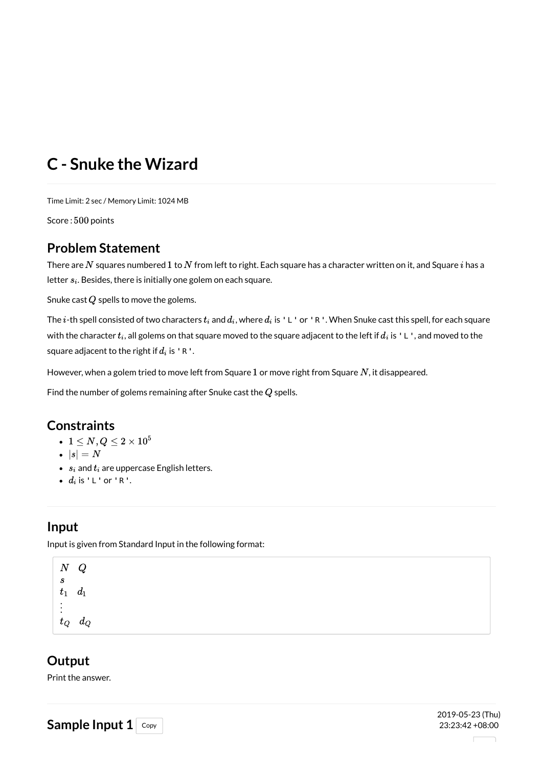# C - Snuke the Wizard

Time Limit: 2 sec / Memory Limit: 1024 MB

Score : $500$ points

## Problem Statement

There are $N$ squares numbered $1$ to $N$ from left to right. Each square has a character written on it, and Square $i$ has a letter $s_i$. Besides, there is initially one golem on each square.

Snuke cast $Q$ spells to move the golems.

The $i$-th spell consisted of two characters $t_i$ and $d_i$, where $d_i$ is `L` or `R`. When Snuke cast this spell, for each square with the character $t_i$, all golems on that square moved to the square adjacent to the left if $d_i$ is `L`, and moved to the square adjacent to the right if $d_i$ is `R`.

However, when a golem tried to move left from Square $1$ or move right from Square $N$, it disappeared.

Find the number of golems remaining after Snuke cast the $Q$ spells.

## Constraints

- $1 \leq N, Q \leq 2 \times 10^5$
- $|s| = N$
- $s_i$ and $t_i$ are uppercase English letters.
- $d_i$ is `L` or `R`.

## Input

Input is given from Standard Input in the following format:

```
N Q
s
t_1 d_1
:
t_Q d_Q
```

## Output

Print the answer.

## Sample Input 1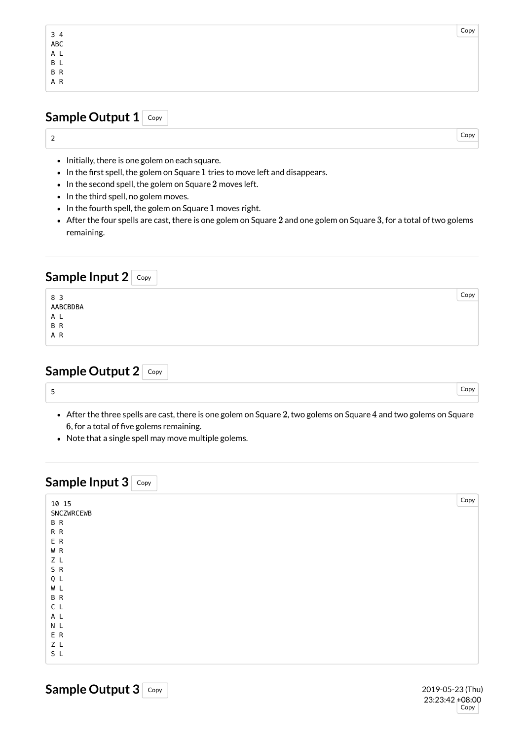```
3 4
ABC
A L
B L
B R
A R
```

## Sample Output 1

```
2
```

- Initially, there is one golem on each square.
- In the first spell, the golem on Square $1$ tries to move left and disappears.
- In the second spell, the golem on Square $2$ moves left.
- In the third spell, no golem moves.
- In the fourth spell, the golem on Square $1$ moves right.
- After the four spells are cast, there is one golem on Square $2$ and one golem on Square $3$, for a total of two golems remaining.

## Sample Input 2

```
8 3
AABCBDBA
A L
B R
A R
```

## Sample Output 2

```
5
```

- After the three spells are cast, there is one golem on Square $2$, two golems on Square $4$ and two golems on Square $6$, for a total of five golems remaining.
- Note that a single spell may move multiple golems.

## Sample Input 3

```
10 15
SNCZWRCEWB
B R
R R
E R
W R
Z L
S R
Q L
W L
B R
C L
A L
N L
E R
Z L
S L
```

## Sample Output 3